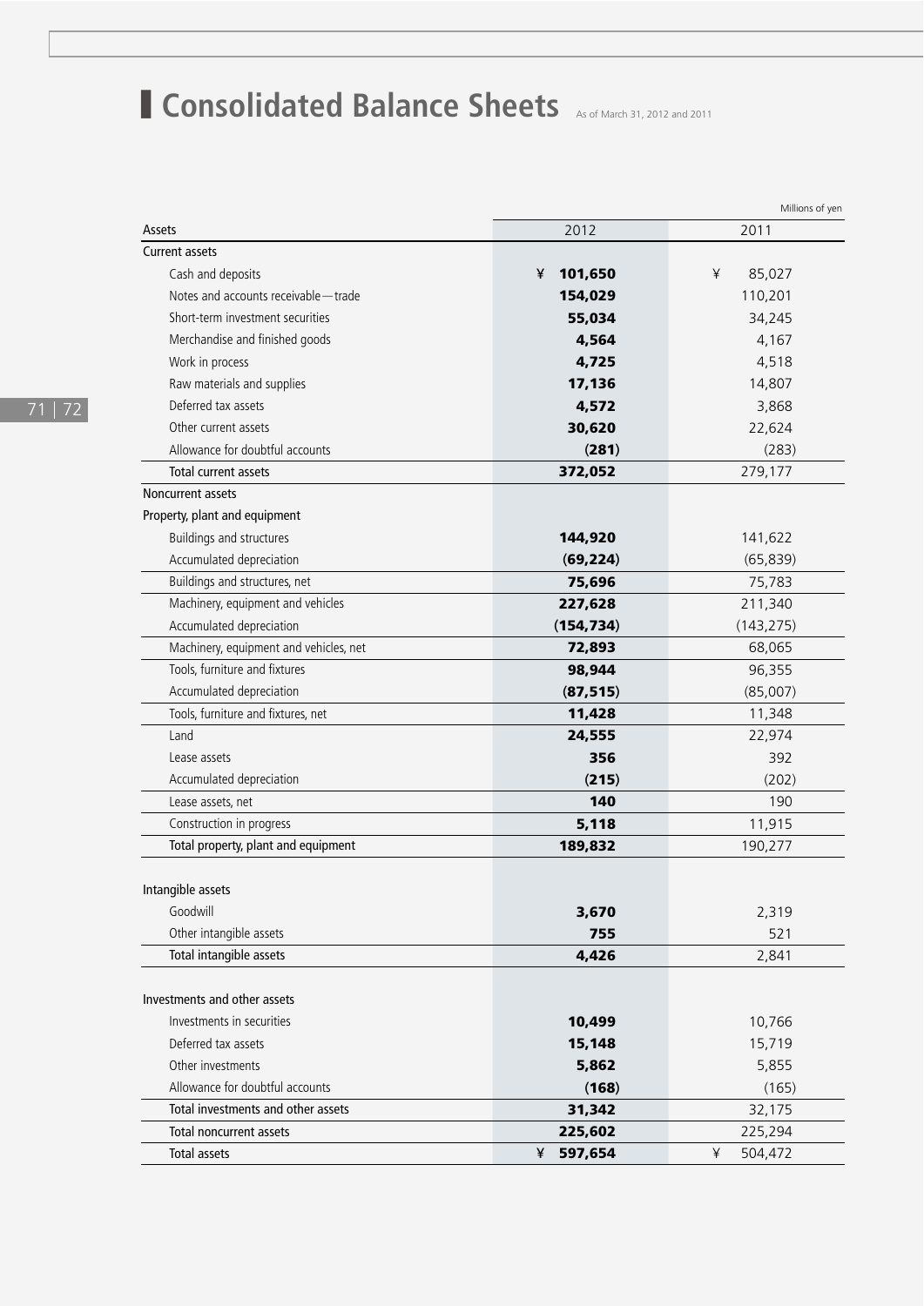# Consolidated Balance Sheets

As of March 31, 2012 and 2011

Millions of yen

| Assets | 2012 | 2011 |
|---|---|---|
| Current assets | | |
| Cash and deposits | ¥ **101,650** | ¥ 85,027 |
| Notes and accounts receivable—trade | **154,029** | 110,201 |
| Short-term investment securities | **55,034** | 34,245 |
| Merchandise and finished goods | **4,564** | 4,167 |
| Work in process | **4,725** | 4,518 |
| Raw materials and supplies | **17,136** | 14,807 |
| Deferred tax assets | **4,572** | 3,868 |
| Other current assets | **30,620** | 22,624 |
| Allowance for doubtful accounts | **(281)** | (283) |
| Total current assets | **372,052** | 279,177 |
| Noncurrent assets | | |
| Property, plant and equipment | | |
| Buildings and structures | **144,920** | 141,622 |
| Accumulated depreciation | **(69,224)** | (65,839) |
| Buildings and structures, net | **75,696** | 75,783 |
| Machinery, equipment and vehicles | **227,628** | 211,340 |
| Accumulated depreciation | **(154,734)** | (143,275) |
| Machinery, equipment and vehicles, net | **72,893** | 68,065 |
| Tools, furniture and fixtures | **98,944** | 96,355 |
| Accumulated depreciation | **(87,515)** | (85,007) |
| Tools, furniture and fixtures, net | **11,428** | 11,348 |
| Land | **24,555** | 22,974 |
| Lease assets | **356** | 392 |
| Accumulated depreciation | **(215)** | (202) |
| Lease assets, net | **140** | 190 |
| Construction in progress | **5,118** | 11,915 |
| Total property, plant and equipment | **189,832** | 190,277 |
| Intangible assets | | |
| Goodwill | **3,670** | 2,319 |
| Other intangible assets | **755** | 521 |
| Total intangible assets | **4,426** | 2,841 |
| Investments and other assets | | |
| Investments in securities | **10,499** | 10,766 |
| Deferred tax assets | **15,148** | 15,719 |
| Other investments | **5,862** | 5,855 |
| Allowance for doubtful accounts | **(168)** | (165) |
| Total investments and other assets | **31,342** | 32,175 |
| Total noncurrent assets | **225,602** | 225,294 |
| Total assets | ¥ **597,654** | ¥ 504,472 |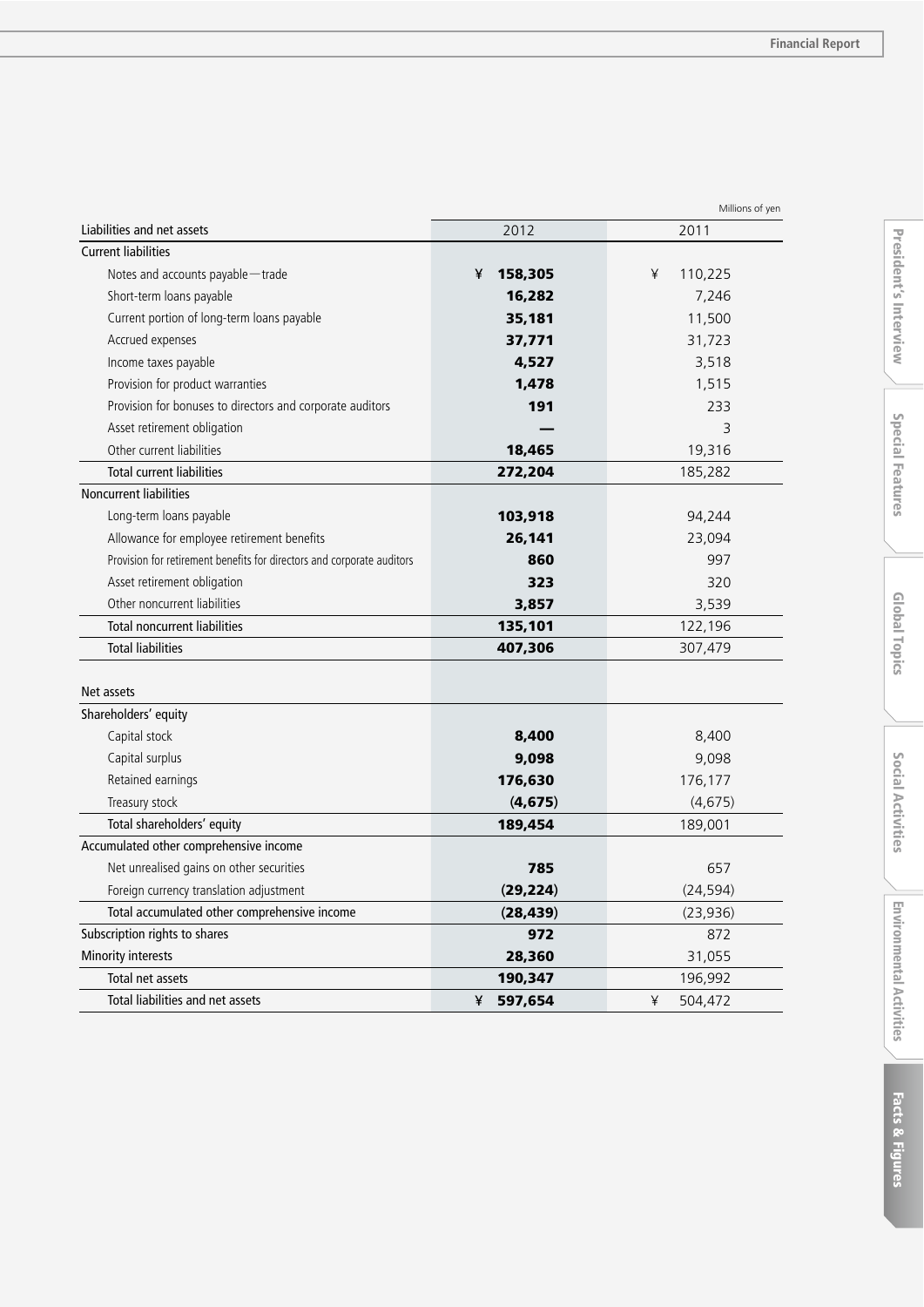Millions of yen

| Liabilities and net assets | 2012 | 2011 |
|---|---|---|
| **Current liabilities** | | |
| Notes and accounts payable—trade | **¥ 158,305** | ¥ 110,225 |
| Short-term loans payable | **16,282** | 7,246 |
| Current portion of long-term loans payable | **35,181** | 11,500 |
| Accrued expenses | **37,771** | 31,723 |
| Income taxes payable | **4,527** | 3,518 |
| Provision for product warranties | **1,478** | 1,515 |
| Provision for bonuses to directors and corporate auditors | **191** | 233 |
| Asset retirement obligation | **—** | 3 |
| Other current liabilities | **18,465** | 19,316 |
| Total current liabilities | **272,204** | 185,282 |
| **Noncurrent liabilities** | | |
| Long-term loans payable | **103,918** | 94,244 |
| Allowance for employee retirement benefits | **26,141** | 23,094 |
| Provision for retirement benefits for directors and corporate auditors | **860** | 997 |
| Asset retirement obligation | **323** | 320 |
| Other noncurrent liabilities | **3,857** | 3,539 |
| Total noncurrent liabilities | **135,101** | 122,196 |
| Total liabilities | **407,306** | 307,479 |
| | | |
| **Net assets** | | |
| **Shareholders' equity** | | |
| Capital stock | **8,400** | 8,400 |
| Capital surplus | **9,098** | 9,098 |
| Retained earnings | **176,630** | 176,177 |
| Treasury stock | **(4,675)** | (4,675) |
| Total shareholders' equity | **189,454** | 189,001 |
| **Accumulated other comprehensive income** | | |
| Net unrealised gains on other securities | **785** | 657 |
| Foreign currency translation adjustment | **(29,224)** | (24,594) |
| Total accumulated other comprehensive income | **(28,439)** | (23,936) |
| Subscription rights to shares | **972** | 872 |
| Minority interests | **28,360** | 31,055 |
| Total net assets | **190,347** | 196,992 |
| Total liabilities and net assets | **¥ 597,654** | ¥ 504,472 |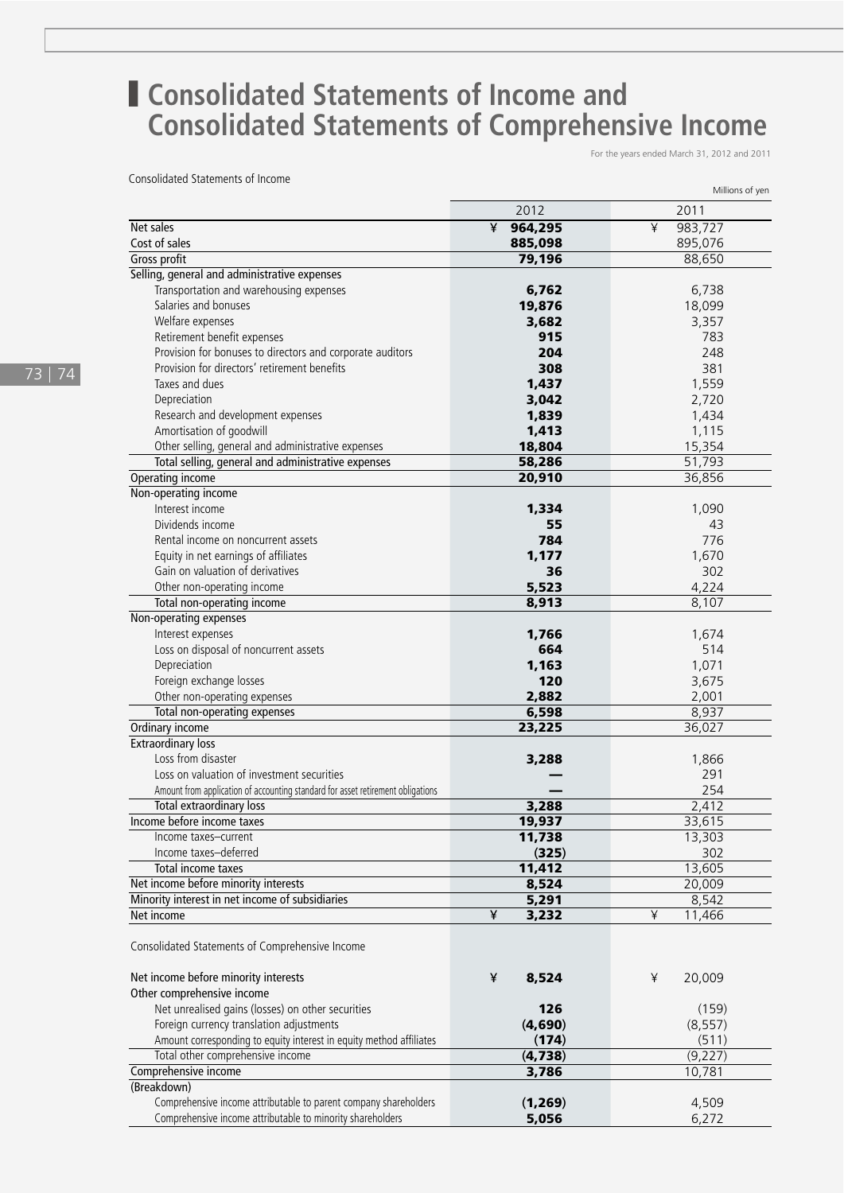# Consolidated Statements of Income and Consolidated Statements of Comprehensive Income

For the years ended March 31, 2012 and 2011

Consolidated Statements of Income

Millions of yen

| | 2012 | 2011 |
|---|---|---|
| Net sales | ¥ **964,295** | ¥ 983,727 |
| Cost of sales | **885,098** | 895,076 |
| Gross profit | **79,196** | 88,650 |
| Selling, general and administrative expenses | | |
| Transportation and warehousing expenses | **6,762** | 6,738 |
| Salaries and bonuses | **19,876** | 18,099 |
| Welfare expenses | **3,682** | 3,357 |
| Retirement benefit expenses | **915** | 783 |
| Provision for bonuses to directors and corporate auditors | **204** | 248 |
| Provision for directors' retirement benefits | **308** | 381 |
| Taxes and dues | **1,437** | 1,559 |
| Depreciation | **3,042** | 2,720 |
| Research and development expenses | **1,839** | 1,434 |
| Amortisation of goodwill | **1,413** | 1,115 |
| Other selling, general and administrative expenses | **18,804** | 15,354 |
| Total selling, general and administrative expenses | **58,286** | 51,793 |
| Operating income | **20,910** | 36,856 |
| Non-operating income | | |
| Interest income | **1,334** | 1,090 |
| Dividends income | **55** | 43 |
| Rental income on noncurrent assets | **784** | 776 |
| Equity in net earnings of affiliates | **1,177** | 1,670 |
| Gain on valuation of derivatives | **36** | 302 |
| Other non-operating income | **5,523** | 4,224 |
| Total non-operating income | **8,913** | 8,107 |
| Non-operating expenses | | |
| Interest expenses | **1,766** | 1,674 |
| Loss on disposal of noncurrent assets | **664** | 514 |
| Depreciation | **1,163** | 1,071 |
| Foreign exchange losses | **120** | 3,675 |
| Other non-operating expenses | **2,882** | 2,001 |
| Total non-operating expenses | **6,598** | 8,937 |
| Ordinary income | **23,225** | 36,027 |
| Extraordinary loss | | |
| Loss from disaster | **3,288** | 1,866 |
| Loss on valuation of investment securities | **—** | 291 |
| Amount from application of accounting standard for asset retirement obligations | **—** | 254 |
| Total extraordinary loss | **3,288** | 2,412 |
| Income before income taxes | **19,937** | 33,615 |
| Income taxes–current | **11,738** | 13,303 |
| Income taxes–deferred | **(325)** | 302 |
| Total income taxes | **11,412** | 13,605 |
| Net income before minority interests | **8,524** | 20,009 |
| Minority interest in net income of subsidiaries | **5,291** | 8,542 |
| Net income | ¥ **3,232** | ¥ 11,466 |

Consolidated Statements of Comprehensive Income

| | 2012 | 2011 |
|---|---|---|
| Net income before minority interests | ¥ **8,524** | ¥ 20,009 |
| Other comprehensive income | | |
| Net unrealised gains (losses) on other securities | **126** | (159) |
| Foreign currency translation adjustments | **(4,690)** | (8,557) |
| Amount corresponding to equity interest in equity method affiliates | **(174)** | (511) |
| Total other comprehensive income | **(4,738)** | (9,227) |
| Comprehensive income | **3,786** | 10,781 |
| (Breakdown) | | |
| Comprehensive income attributable to parent company shareholders | **(1,269)** | 4,509 |
| Comprehensive income attributable to minority shareholders | **5,056** | 6,272 |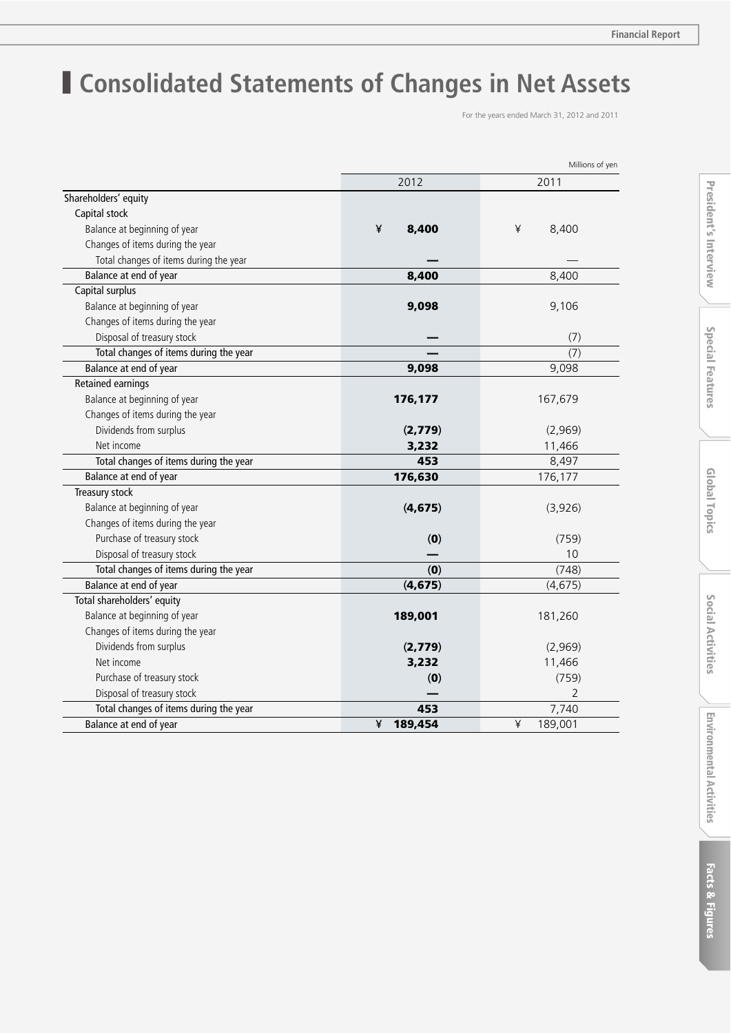# Consolidated Statements of Changes in Net Assets

For the years ended March 31, 2012 and 2011

| | Millions of yen | |
|---|---|---|
| | **2012** | **2011** |
| Shareholders' equity | | |
| Capital stock | | |
| Balance at beginning of year | **¥ 8,400** | ¥ 8,400 |
| Changes of items during the year | | |
| Total changes of items during the year | **—** | — |
| Balance at end of year | **8,400** | 8,400 |
| Capital surplus | | |
| Balance at beginning of year | **9,098** | 9,106 |
| Changes of items during the year | | |
| Disposal of treasury stock | **—** | (7) |
| Total changes of items during the year | **—** | (7) |
| Balance at end of year | **9,098** | 9,098 |
| Retained earnings | | |
| Balance at beginning of year | **176,177** | 167,679 |
| Changes of items during the year | | |
| Dividends from surplus | **(2,779)** | (2,969) |
| Net income | **3,232** | 11,466 |
| Total changes of items during the year | **453** | 8,497 |
| Balance at end of year | **176,630** | 176,177 |
| Treasury stock | | |
| Balance at beginning of year | **(4,675)** | (3,926) |
| Changes of items during the year | | |
| Purchase of treasury stock | **(0)** | (759) |
| Disposal of treasury stock | **—** | 10 |
| Total changes of items during the year | **(0)** | (748) |
| Balance at end of year | **(4,675)** | (4,675) |
| Total shareholders' equity | | |
| Balance at beginning of year | **189,001** | 181,260 |
| Changes of items during the year | | |
| Dividends from surplus | **(2,779)** | (2,969) |
| Net income | **3,232** | 11,466 |
| Purchase of treasury stock | **(0)** | (759) |
| Disposal of treasury stock | **—** | 2 |
| Total changes of items during the year | **453** | 7,740 |
| Balance at end of year | **¥ 189,454** | ¥ 189,001 |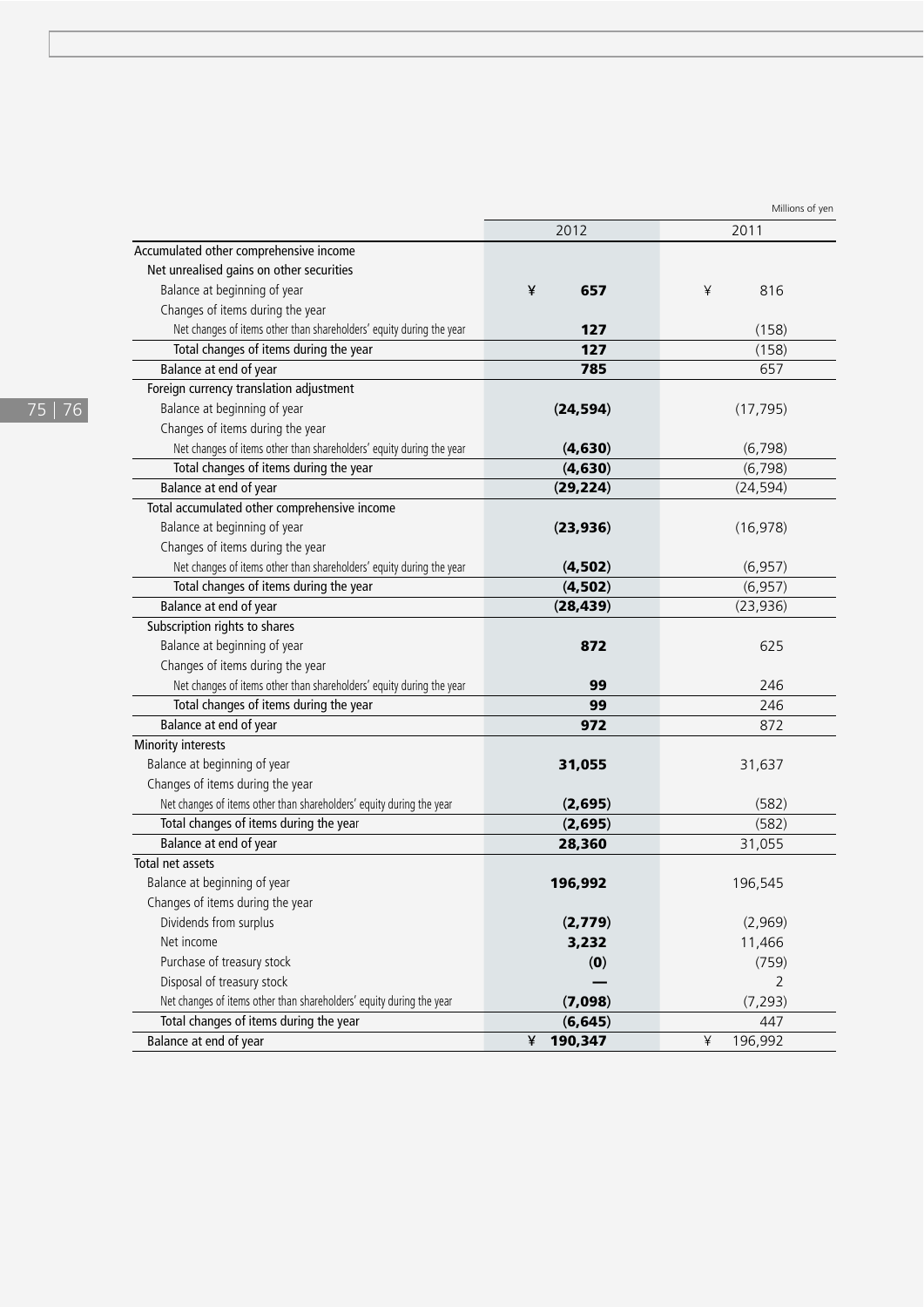Millions of yen

| | 2012 | 2011 |
|---|---|---|
| Accumulated other comprehensive income | | |
| Net unrealised gains on other securities | | |
| Balance at beginning of year | ¥ **657** | ¥ 816 |
| Changes of items during the year | | |
| Net changes of items other than shareholders' equity during the year | **127** | (158) |
| Total changes of items during the year | **127** | (158) |
| Balance at end of year | **785** | 657 |
| Foreign currency translation adjustment | | |
| Balance at beginning of year | **(24,594)** | (17,795) |
| Changes of items during the year | | |
| Net changes of items other than shareholders' equity during the year | **(4,630)** | (6,798) |
| Total changes of items during the year | **(4,630)** | (6,798) |
| Balance at end of year | **(29,224)** | (24,594) |
| Total accumulated other comprehensive income | | |
| Balance at beginning of year | **(23,936)** | (16,978) |
| Changes of items during the year | | |
| Net changes of items other than shareholders' equity during the year | **(4,502)** | (6,957) |
| Total changes of items during the year | **(4,502)** | (6,957) |
| Balance at end of year | **(28,439)** | (23,936) |
| Subscription rights to shares | | |
| Balance at beginning of year | **872** | 625 |
| Changes of items during the year | | |
| Net changes of items other than shareholders' equity during the year | **99** | 246 |
| Total changes of items during the year | **99** | 246 |
| Balance at end of year | **972** | 872 |
| Minority interests | | |
| Balance at beginning of year | **31,055** | 31,637 |
| Changes of items during the year | | |
| Net changes of items other than shareholders' equity during the year | **(2,695)** | (582) |
| Total changes of items during the year | **(2,695)** | (582) |
| Balance at end of year | **28,360** | 31,055 |
| Total net assets | | |
| Balance at beginning of year | **196,992** | 196,545 |
| Changes of items during the year | | |
| Dividends from surplus | **(2,779)** | (2,969) |
| Net income | **3,232** | 11,466 |
| Purchase of treasury stock | **(0)** | (759) |
| Disposal of treasury stock | **—** | 2 |
| Net changes of items other than shareholders' equity during the year | **(7,098)** | (7,293) |
| Total changes of items during the year | **(6,645)** | 447 |
| Balance at end of year | ¥ **190,347** | ¥ 196,992 |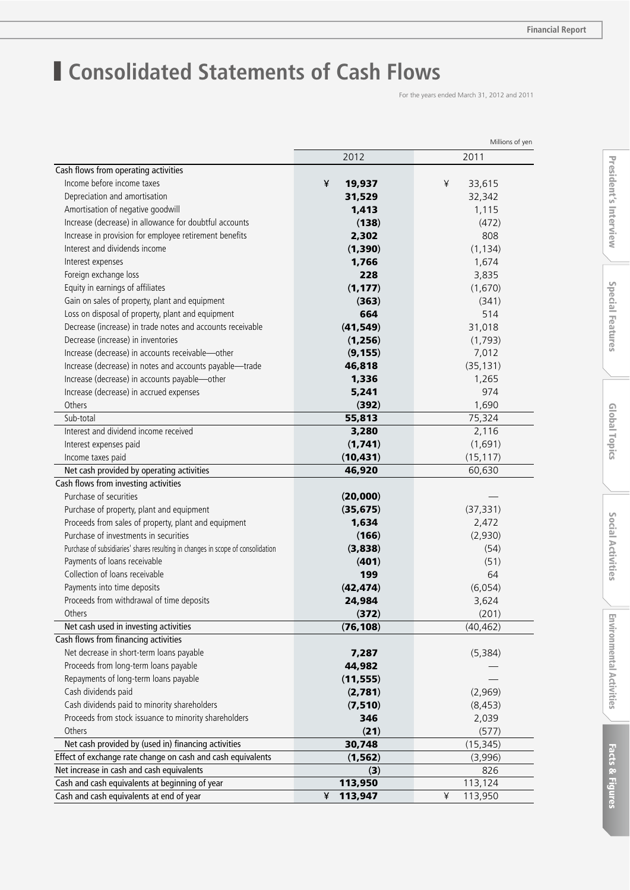# Consolidated Statements of Cash Flows

For the years ended March 31, 2012 and 2011

Millions of yen

| | 2012 | 2011 |
|---|---|---|
| Cash flows from operating activities | | |
| Income before income taxes | ¥ 19,937 | ¥ 33,615 |
| Depreciation and amortisation | 31,529 | 32,342 |
| Amortisation of negative goodwill | 1,413 | 1,115 |
| Increase (decrease) in allowance for doubtful accounts | (138) | (472) |
| Increase in provision for employee retirement benefits | 2,302 | 808 |
| Interest and dividends income | (1,390) | (1,134) |
| Interest expenses | 1,766 | 1,674 |
| Foreign exchange loss | 228 | 3,835 |
| Equity in earnings of affiliates | (1,177) | (1,670) |
| Gain on sales of property, plant and equipment | (363) | (341) |
| Loss on disposal of property, plant and equipment | 664 | 514 |
| Decrease (increase) in trade notes and accounts receivable | (41,549) | 31,018 |
| Decrease (increase) in inventories | (1,256) | (1,793) |
| Increase (decrease) in accounts receivable—other | (9,155) | 7,012 |
| Increase (decrease) in notes and accounts payable—trade | 46,818 | (35,131) |
| Increase (decrease) in accounts payable—other | 1,336 | 1,265 |
| Increase (decrease) in accrued expenses | 5,241 | 974 |
| Others | (392) | 1,690 |
| Sub-total | 55,813 | 75,324 |
| Interest and dividend income received | 3,280 | 2,116 |
| Interest expenses paid | (1,741) | (1,691) |
| Income taxes paid | (10,431) | (15,117) |
| Net cash provided by operating activities | 46,920 | 60,630 |
| Cash flows from investing activities | | |
| Purchase of securities | (20,000) | — |
| Purchase of property, plant and equipment | (35,675) | (37,331) |
| Proceeds from sales of property, plant and equipment | 1,634 | 2,472 |
| Purchase of investments in securities | (166) | (2,930) |
| Purchase of subsidiaries' shares resulting in changes in scope of consolidation | (3,838) | (54) |
| Payments of loans receivable | (401) | (51) |
| Collection of loans receivable | 199 | 64 |
| Payments into time deposits | (42,474) | (6,054) |
| Proceeds from withdrawal of time deposits | 24,984 | 3,624 |
| Others | (372) | (201) |
| Net cash used in investing activities | (76,108) | (40,462) |
| Cash flows from financing activities | | |
| Net decrease in short-term loans payable | 7,287 | (5,384) |
| Proceeds from long-term loans payable | 44,982 | — |
| Repayments of long-term loans payable | (11,555) | — |
| Cash dividends paid | (2,781) | (2,969) |
| Cash dividends paid to minority shareholders | (7,510) | (8,453) |
| Proceeds from stock issuance to minority shareholders | 346 | 2,039 |
| Others | (21) | (577) |
| Net cash provided by (used in) financing activities | 30,748 | (15,345) |
| Effect of exchange rate change on cash and cash equivalents | (1,562) | (3,996) |
| Net increase in cash and cash equivalents | (3) | 826 |
| Cash and cash equivalents at beginning of year | 113,950 | 113,124 |
| Cash and cash equivalents at end of year | ¥ 113,947 | ¥ 113,950 |